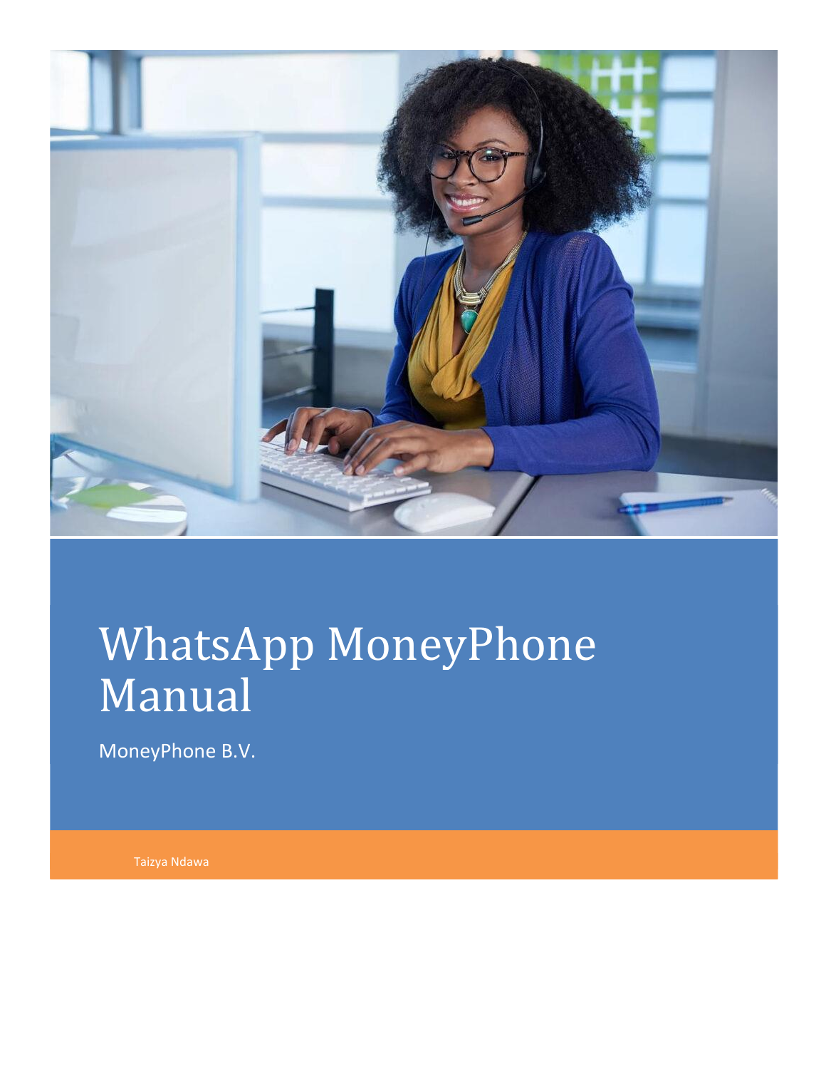# WhatsApp MoneyPhone Manual

MoneyPhone B.V.

Taizya Ndawa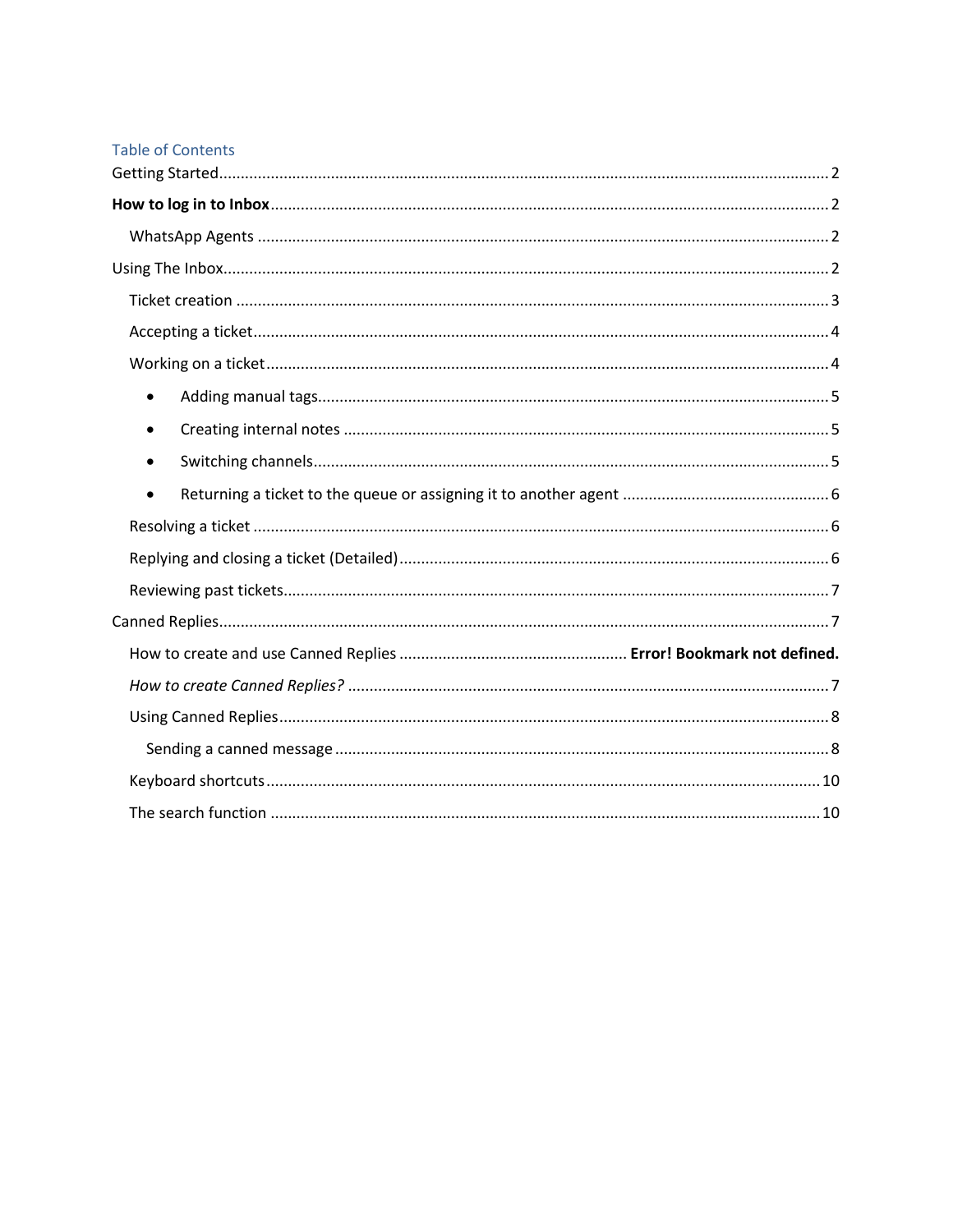## Table of Contents

Getting Started ........ 2

**How to log in to Inbox** ........ 2

- WhatsApp Agents ........ 2

Using The Inbox ........ 2

- Ticket creation ........ 3
- Accepting a ticket ........ 4
- Working on a ticket ........ 4
  - Adding manual tags ........ 5
  - Creating internal notes ........ 5
  - Switching channels ........ 5
  - Returning a ticket to the queue or assigning it to another agent ........ 6
- Resolving a ticket ........ 6
- Replying and closing a ticket (Detailed) ........ 6
- Reviewing past tickets ........ 7

Canned Replies ........ 7

- How to create and use Canned Replies ........ **Error! Bookmark not defined.**
- *How to create Canned Replies?* ........ 7
- Using Canned Replies ........ 8
  - Sending a canned message ........ 8
- Keyboard shortcuts ........ 10
- The search function ........ 10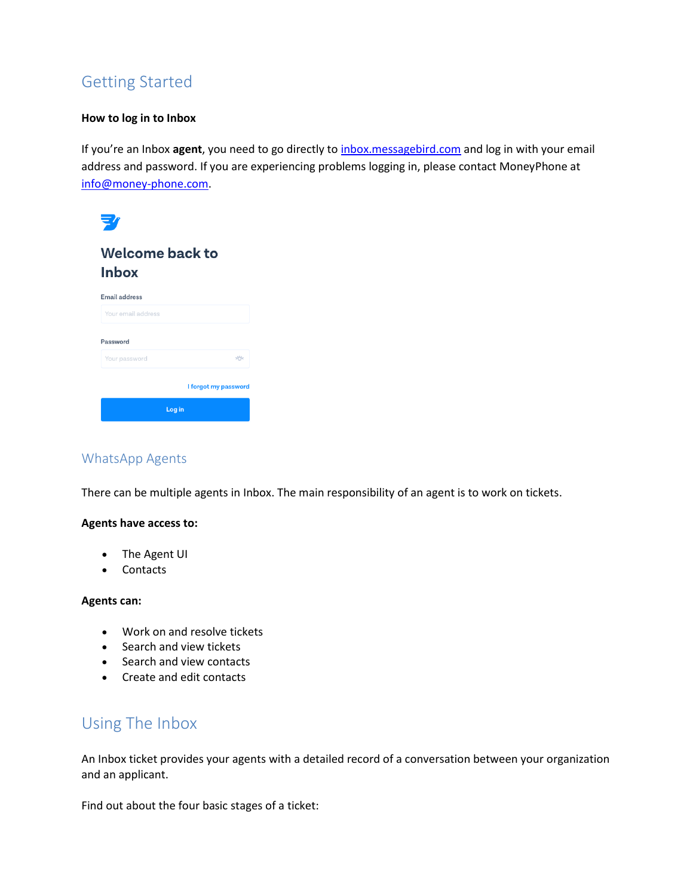## Getting Started

**How to log in to Inbox**

If you're an Inbox **agent**, you need to go directly to [inbox.messagebird.com](inbox.messagebird.com) and log in with your email address and password. If you are experiencing problems logging in, please contact MoneyPhone at [info@money-phone.com](mailto:info@money-phone.com).

## WhatsApp Agents

There can be multiple agents in Inbox. The main responsibility of an agent is to work on tickets.

**Agents have access to:**

- The Agent UI
- Contacts

**Agents can:**

- Work on and resolve tickets
- Search and view tickets
- Search and view contacts
- Create and edit contacts

## Using The Inbox

An Inbox ticket provides your agents with a detailed record of a conversation between your organization and an applicant.

Find out about the four basic stages of a ticket: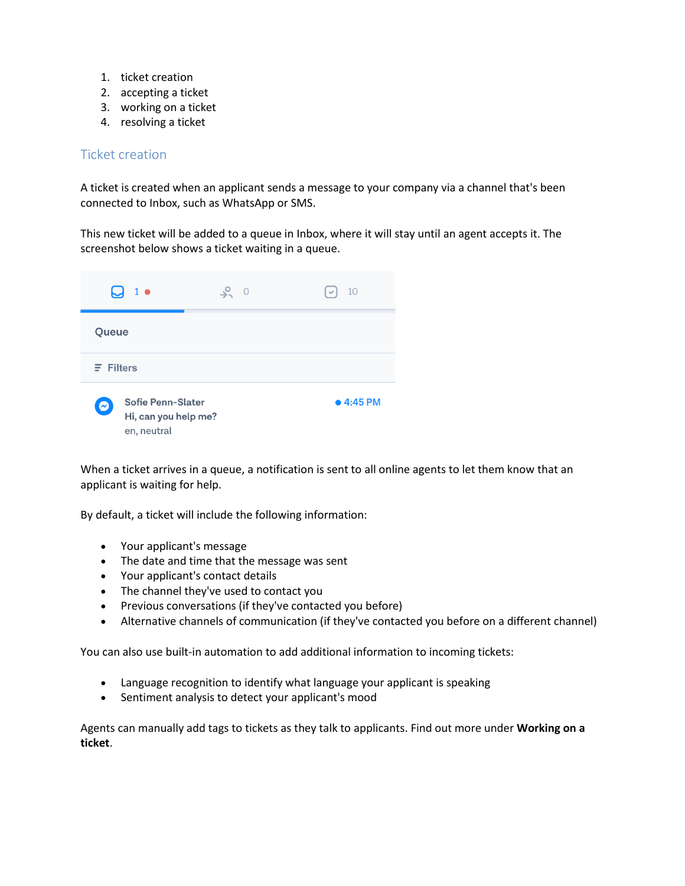1. ticket creation
2. accepting a ticket
3. working on a ticket
4. resolving a ticket

## Ticket creation

A ticket is created when an applicant sends a message to your company via a channel that's been connected to Inbox, such as WhatsApp or SMS.

This new ticket will be added to a queue in Inbox, where it will stay until an agent accepts it. The screenshot below shows a ticket waiting in a queue.

When a ticket arrives in a queue, a notification is sent to all online agents to let them know that an applicant is waiting for help.

By default, a ticket will include the following information:

- Your applicant's message
- The date and time that the message was sent
- Your applicant's contact details
- The channel they've used to contact you
- Previous conversations (if they've contacted you before)
- Alternative channels of communication (if they've contacted you before on a different channel)

You can also use built-in automation to add additional information to incoming tickets:

- Language recognition to identify what language your applicant is speaking
- Sentiment analysis to detect your applicant's mood

Agents can manually add tags to tickets as they talk to applicants. Find out more under **Working on a ticket**.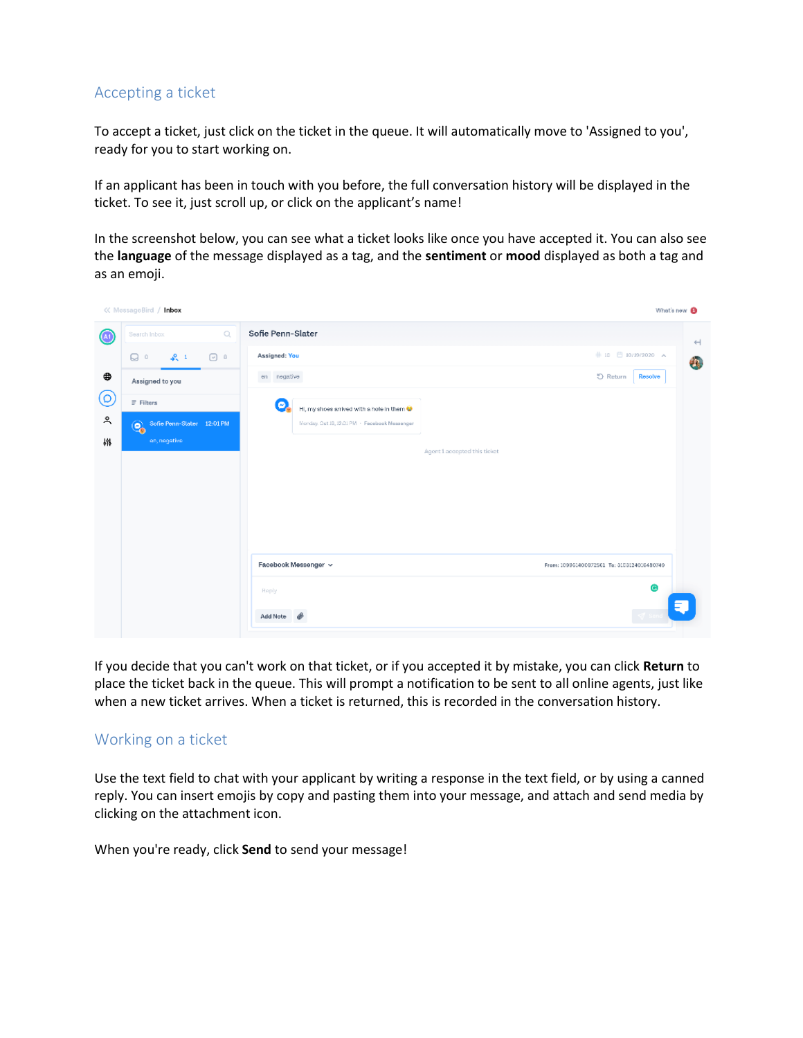## Accepting a ticket

To accept a ticket, just click on the ticket in the queue. It will automatically move to 'Assigned to you', ready for you to start working on.

If an applicant has been in touch with you before, the full conversation history will be displayed in the ticket. To see it, just scroll up, or click on the applicant's name!

In the screenshot below, you can see what a ticket looks like once you have accepted it. You can also see the **language** of the message displayed as a tag, and the **sentiment** or **mood** displayed as both a tag and as an emoji.

If you decide that you can't work on that ticket, or if you accepted it by mistake, you can click **Return** to place the ticket back in the queue. This will prompt a notification to be sent to all online agents, just like when a new ticket arrives. When a ticket is returned, this is recorded in the conversation history.

## Working on a ticket

Use the text field to chat with your applicant by writing a response in the text field, or by using a canned reply. You can insert emojis by copy and pasting them into your message, and attach and send media by clicking on the attachment icon.

When you're ready, click **Send** to send your message!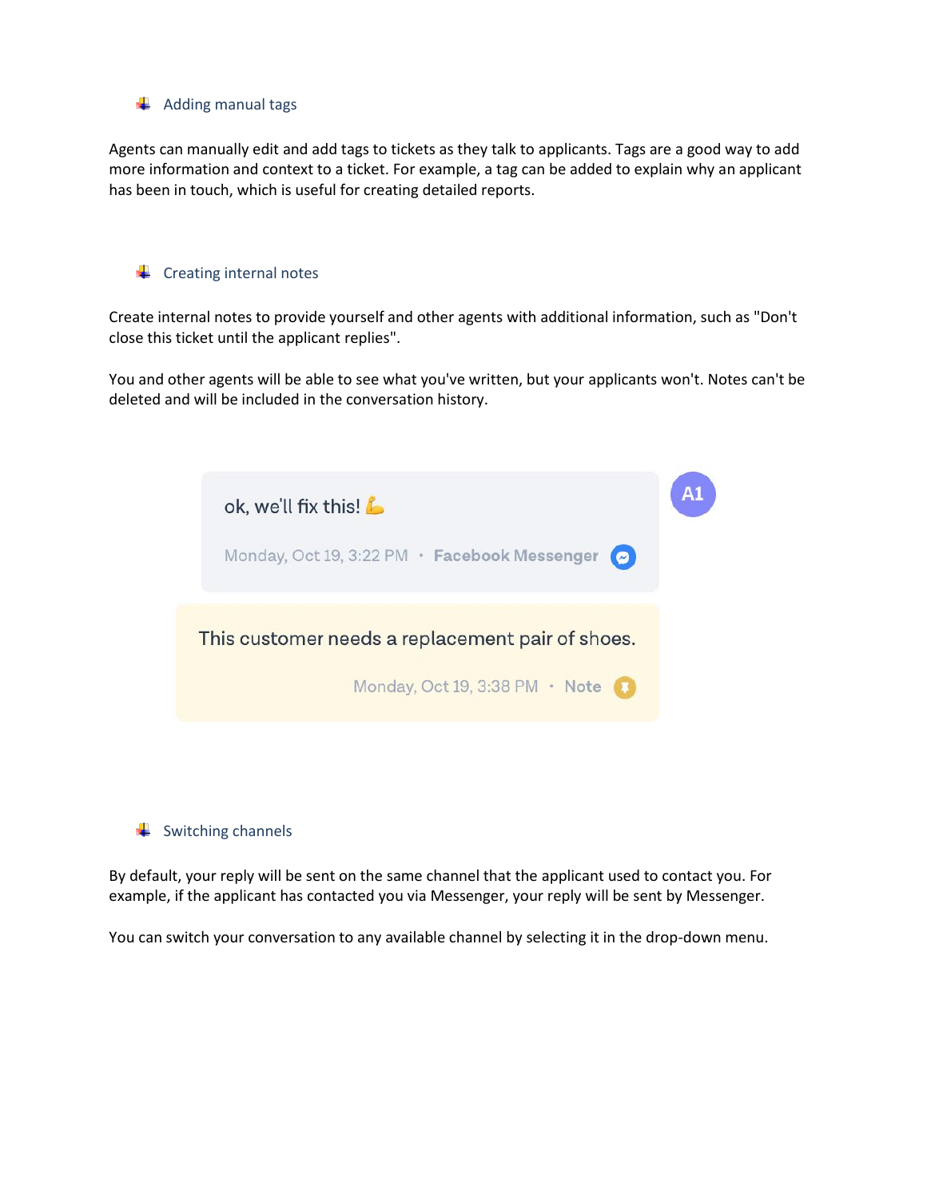### Adding manual tags

Agents can manually edit and add tags to tickets as they talk to applicants. Tags are a good way to add more information and context to a ticket. For example, a tag can be added to explain why an applicant has been in touch, which is useful for creating detailed reports.

### Creating internal notes

Create internal notes to provide yourself and other agents with additional information, such as "Don't close this ticket until the applicant replies".

You and other agents will be able to see what you've written, but your applicants won't. Notes can't be deleted and will be included in the conversation history.

### Switching channels

By default, your reply will be sent on the same channel that the applicant used to contact you. For example, if the applicant has contacted you via Messenger, your reply will be sent by Messenger.

You can switch your conversation to any available channel by selecting it in the drop-down menu.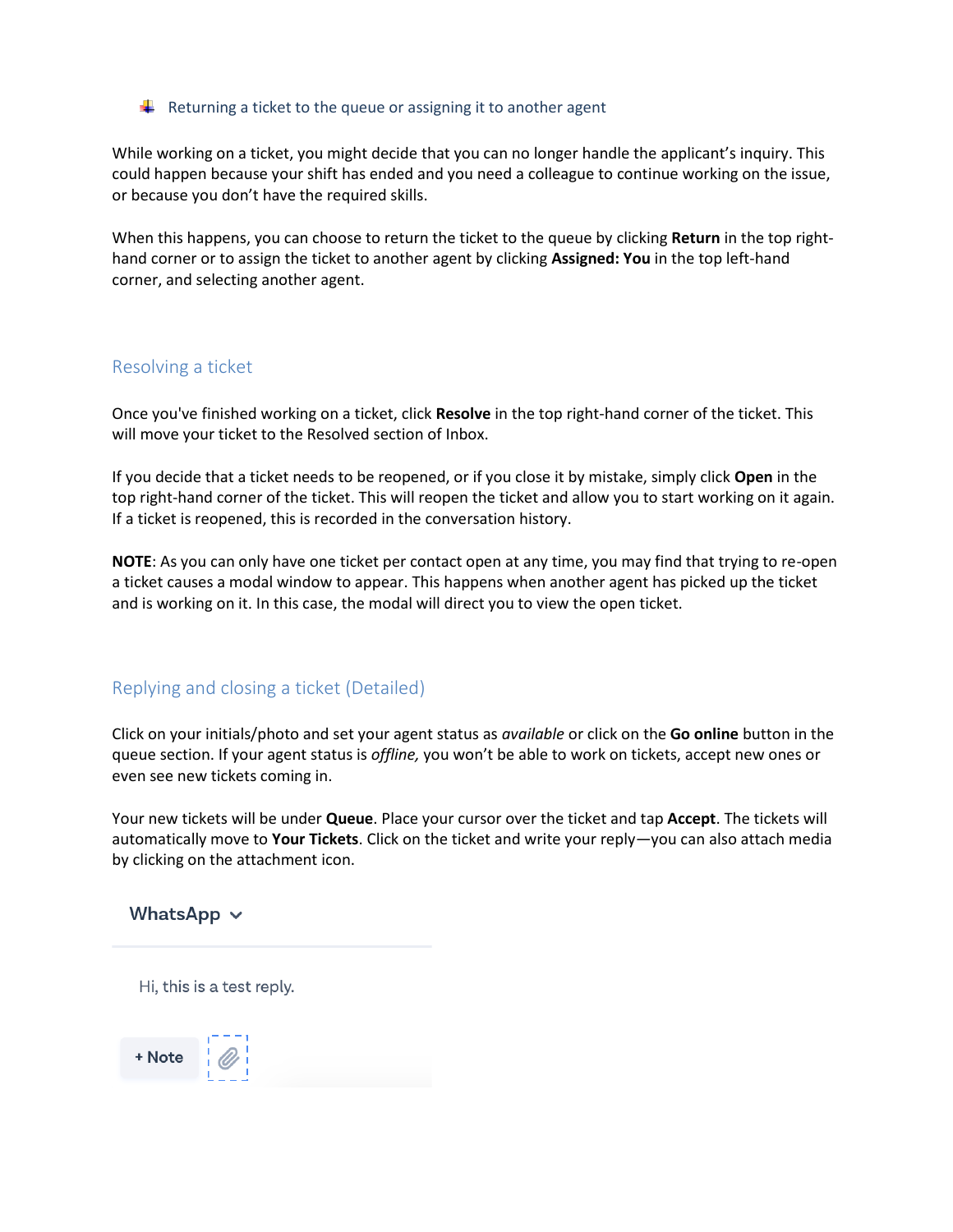Returning a ticket to the queue or assigning it to another agent

While working on a ticket, you might decide that you can no longer handle the applicant's inquiry. This could happen because your shift has ended and you need a colleague to continue working on the issue, or because you don't have the required skills.

When this happens, you can choose to return the ticket to the queue by clicking **Return** in the top right-hand corner or to assign the ticket to another agent by clicking **Assigned: You** in the top left-hand corner, and selecting another agent.

## Resolving a ticket

Once you've finished working on a ticket, click **Resolve** in the top right-hand corner of the ticket. This will move your ticket to the Resolved section of Inbox.

If you decide that a ticket needs to be reopened, or if you close it by mistake, simply click **Open** in the top right-hand corner of the ticket. This will reopen the ticket and allow you to start working on it again. If a ticket is reopened, this is recorded in the conversation history.

**NOTE**: As you can only have one ticket per contact open at any time, you may find that trying to re-open a ticket causes a modal window to appear. This happens when another agent has picked up the ticket and is working on it. In this case, the modal will direct you to view the open ticket.

## Replying and closing a ticket (Detailed)

Click on your initials/photo and set your agent status as *available* or click on the **Go online** button in the queue section. If your agent status is *offline,* you won't be able to work on tickets, accept new ones or even see new tickets coming in.

Your new tickets will be under **Queue**. Place your cursor over the ticket and tap **Accept**. The tickets will automatically move to **Your Tickets**. Click on the ticket and write your reply—you can also attach media by clicking on the attachment icon.

WhatsApp

Hi, this is a test reply.

+ Note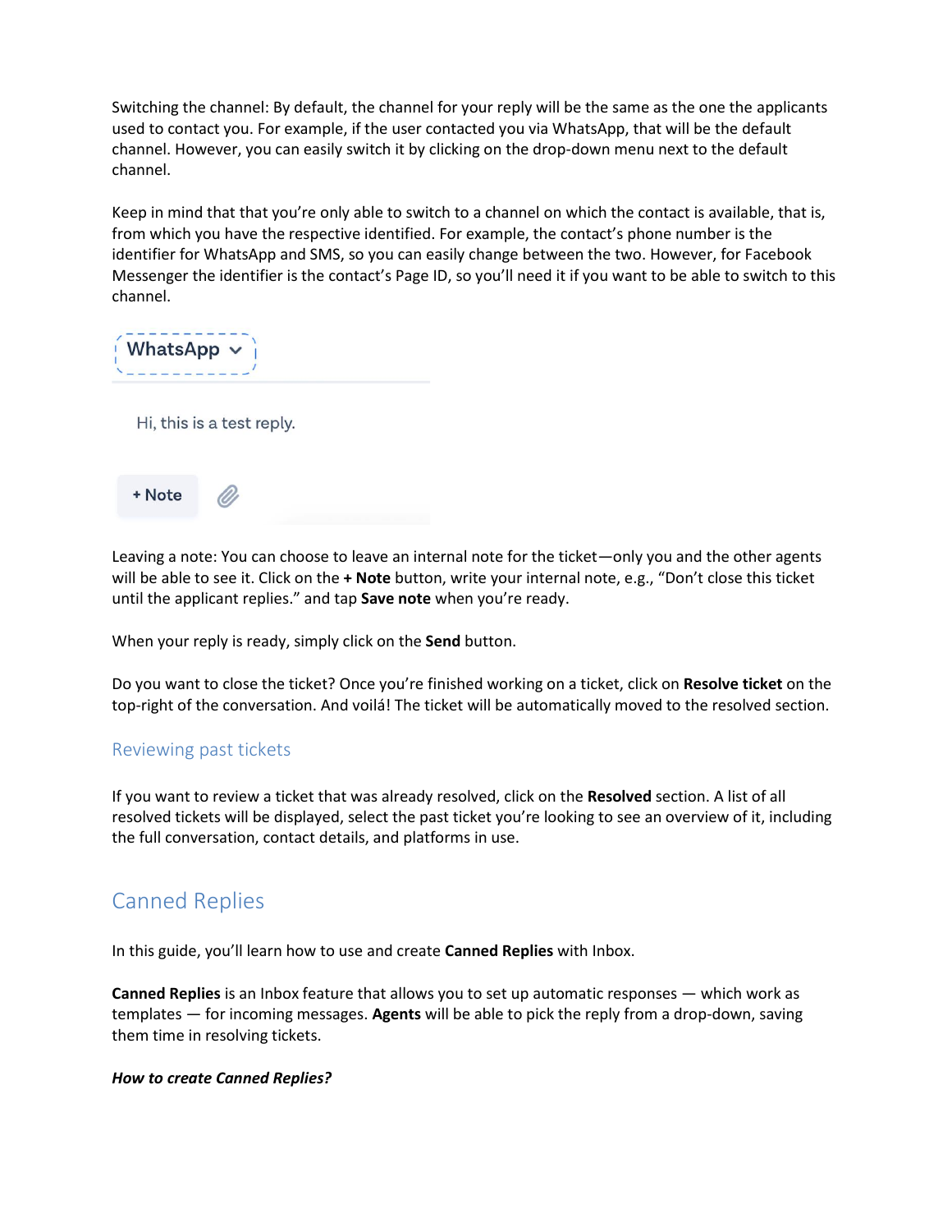Switching the channel: By default, the channel for your reply will be the same as the one the applicants used to contact you. For example, if the user contacted you via WhatsApp, that will be the default channel. However, you can easily switch it by clicking on the drop-down menu next to the default channel.

Keep in mind that that you're only able to switch to a channel on which the contact is available, that is, from which you have the respective identified. For example, the contact's phone number is the identifier for WhatsApp and SMS, so you can easily change between the two. However, for Facebook Messenger the identifier is the contact's Page ID, so you'll need it if you want to be able to switch to this channel.

Leaving a note: You can choose to leave an internal note for the ticket—only you and the other agents will be able to see it. Click on the **+ Note** button, write your internal note, e.g., "Don't close this ticket until the applicant replies." and tap **Save note** when you're ready.

When your reply is ready, simply click on the **Send** button.

Do you want to close the ticket? Once you're finished working on a ticket, click on **Resolve ticket** on the top-right of the conversation. And voilá! The ticket will be automatically moved to the resolved section.

### Reviewing past tickets

If you want to review a ticket that was already resolved, click on the **Resolved** section. A list of all resolved tickets will be displayed, select the past ticket you're looking to see an overview of it, including the full conversation, contact details, and platforms in use.

## Canned Replies

In this guide, you'll learn how to use and create **Canned Replies** with Inbox.

**Canned Replies** is an Inbox feature that allows you to set up automatic responses — which work as templates — for incoming messages. **Agents** will be able to pick the reply from a drop-down, saving them time in resolving tickets.

***How to create Canned Replies?***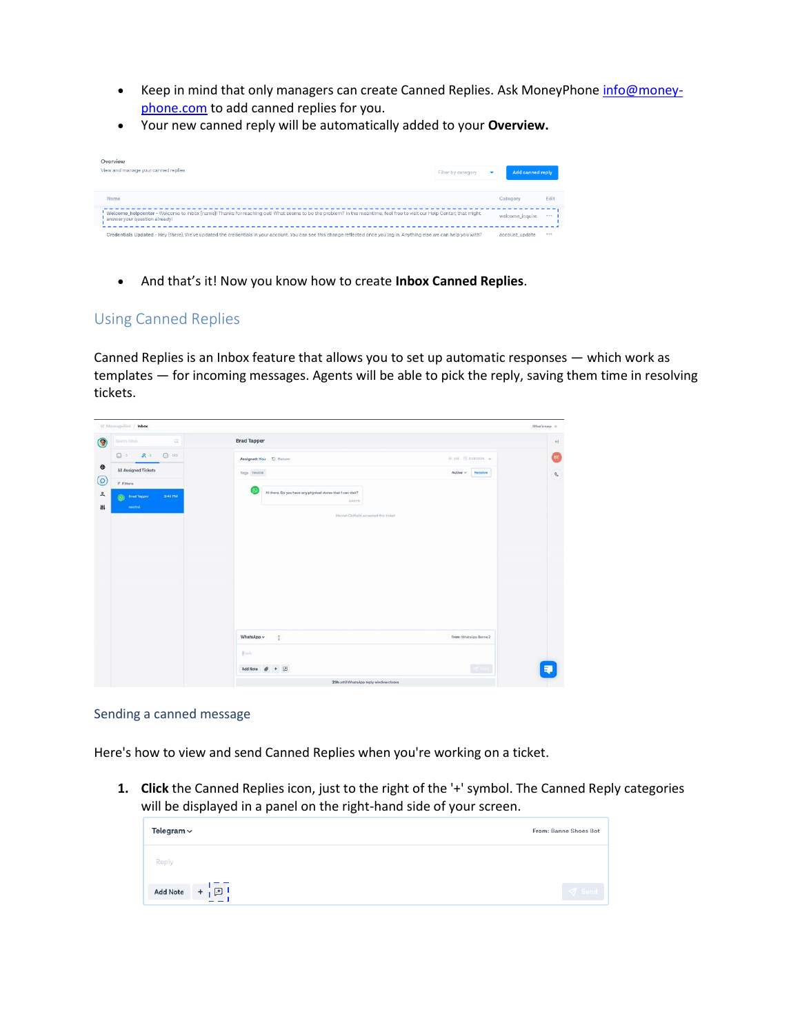- Keep in mind that only managers can create Canned Replies. Ask MoneyPhone info@money-phone.com to add canned replies for you.
- Your new canned reply will be automatically added to your **Overview.**

- And that's it! Now you know how to create **Inbox Canned Replies**.

## Using Canned Replies

Canned Replies is an Inbox feature that allows you to set up automatic responses — which work as templates — for incoming messages. Agents will be able to pick the reply, saving them time in resolving tickets.

### Sending a canned message

Here's how to view and send Canned Replies when you're working on a ticket.

1. **Click** the Canned Replies icon, just to the right of the '+' symbol. The Canned Reply categories will be displayed in a panel on the right-hand side of your screen.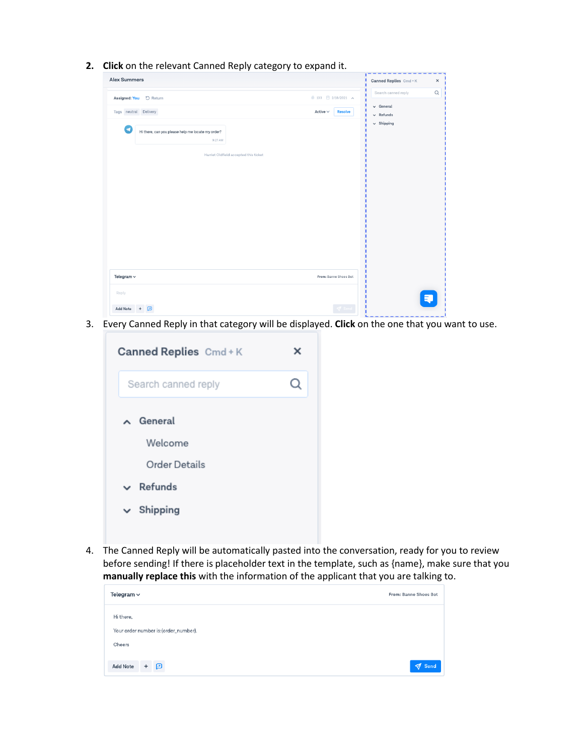2. **Click** on the relevant Canned Reply category to expand it.

3. Every Canned Reply in that category will be displayed. **Click** on the one that you want to use.

4. The Canned Reply will be automatically pasted into the conversation, ready for you to review before sending! If there is placeholder text in the template, such as {name}, make sure that you **manually replace this** with the information of the applicant that you are talking to.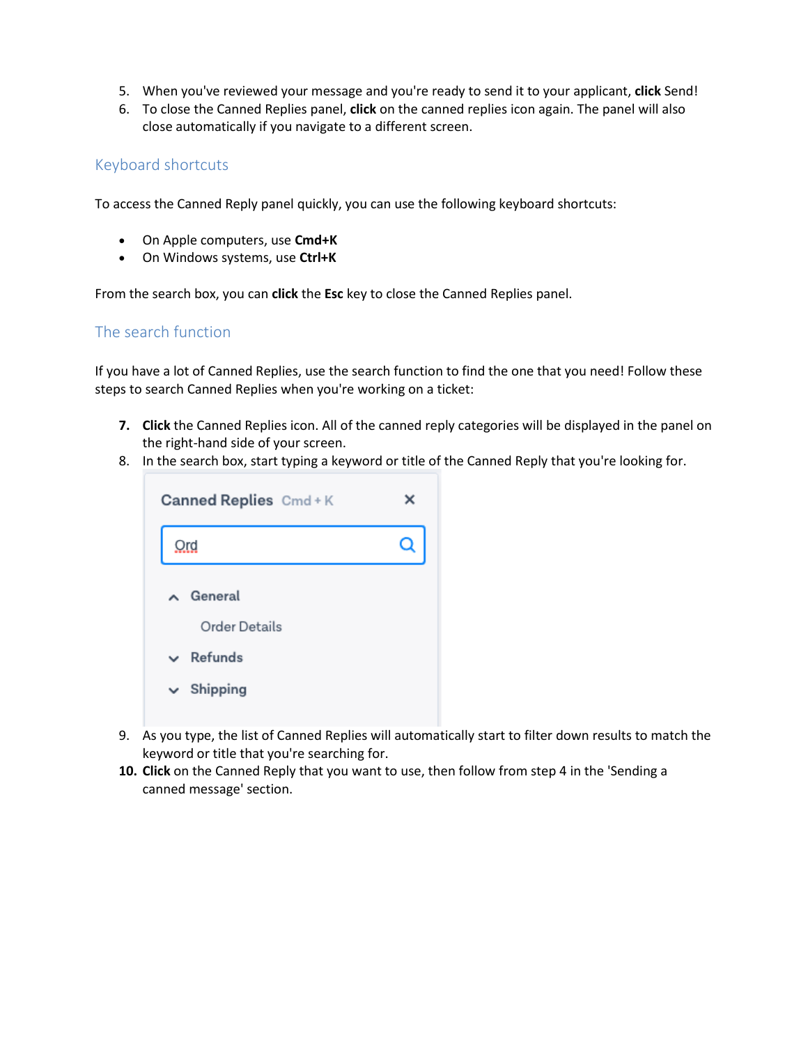5. When you've reviewed your message and you're ready to send it to your applicant, **click** Send!
6. To close the Canned Replies panel, **click** on the canned replies icon again. The panel will also close automatically if you navigate to a different screen.

## Keyboard shortcuts

To access the Canned Reply panel quickly, you can use the following keyboard shortcuts:

- On Apple computers, use **Cmd+K**
- On Windows systems, use **Ctrl+K**

From the search box, you can **click** the **Esc** key to close the Canned Replies panel.

## The search function

If you have a lot of Canned Replies, use the search function to find the one that you need! Follow these steps to search Canned Replies when you're working on a ticket:

7. **Click** the Canned Replies icon. All of the canned reply categories will be displayed in the panel on the right-hand side of your screen.
8. In the search box, start typing a keyword or title of the Canned Reply that you're looking for.

Canned Replies Cmd + K

Ord

General

Order Details

Refunds

Shipping

9. As you type, the list of Canned Replies will automatically start to filter down results to match the keyword or title that you're searching for.
10. **Click** on the Canned Reply that you want to use, then follow from step 4 in the 'Sending a canned message' section.